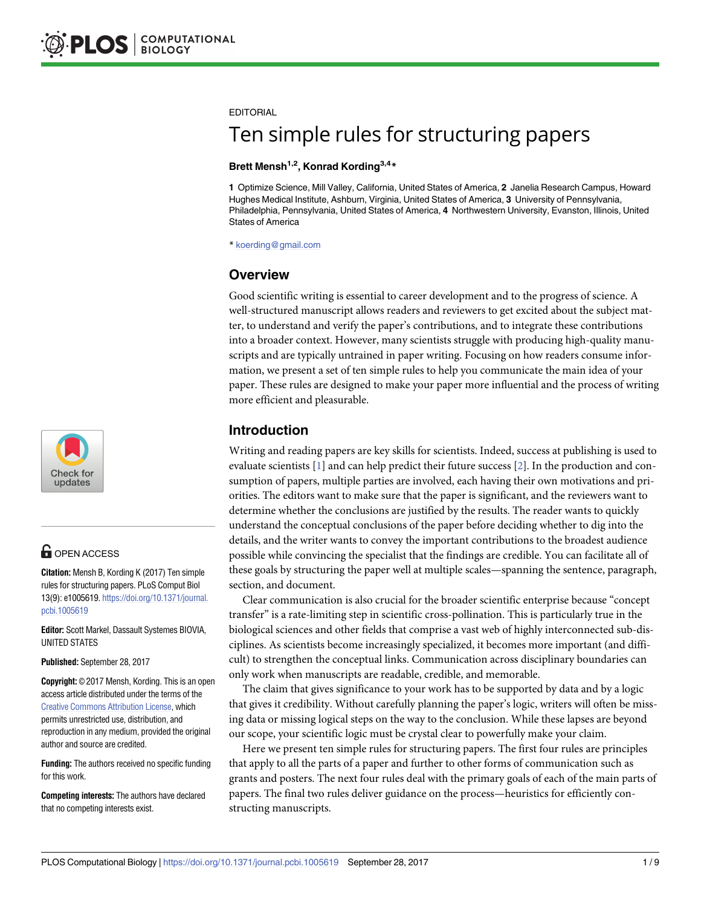EDITORIAL

# Ten simple rules for structuring papers

**Brett Mensh[1,2], Konrad Kording[3,4]***

**1** Optimize Science, Mill Valley, California, United States of America, **2** Janelia Research Campus, Howard Hughes Medical Institute, Ashburn, Virginia, United States of America, **3** University of Pennsylvania, Philadelphia, Pennsylvania, United States of America, **4** Northwestern University, Evanston, Illinois, United States of America

* koerding@gmail.com

OPEN ACCESS

**Citation:** Mensh B, Kording K (2017) Ten simple rules for structuring papers. PLoS Comput Biol 13(9): e1005619. https://doi.org/10.1371/journal.pcbi.1005619

**Editor:** Scott Markel, Dassault Systemes BIOVIA, UNITED STATES

**Published:** September 28, 2017

**Copyright:** © 2017 Mensh, Kording. This is an open access article distributed under the terms of the Creative Commons Attribution License, which permits unrestricted use, distribution, and reproduction in any medium, provided the original author and source are credited.

**Funding:** The authors received no specific funding for this work.

**Competing interests:** The authors have declared that no competing interests exist.

## Overview

Good scientific writing is essential to career development and to the progress of science. A well-structured manuscript allows readers and reviewers to get excited about the subject matter, to understand and verify the paper's contributions, and to integrate these contributions into a broader context. However, many scientists struggle with producing high-quality manuscripts and are typically untrained in paper writing. Focusing on how readers consume information, we present a set of ten simple rules to help you communicate the main idea of your paper. These rules are designed to make your paper more influential and the process of writing more efficient and pleasurable.

## Introduction

Writing and reading papers are key skills for scientists. Indeed, success at publishing is used to evaluate scientists [1] and can help predict their future success [2]. In the production and consumption of papers, multiple parties are involved, each having their own motivations and priorities. The editors want to make sure that the paper is significant, and the reviewers want to determine whether the conclusions are justified by the results. The reader wants to quickly understand the conceptual conclusions of the paper before deciding whether to dig into the details, and the writer wants to convey the important contributions to the broadest audience possible while convincing the specialist that the findings are credible. You can facilitate all of these goals by structuring the paper well at multiple scales—spanning the sentence, paragraph, section, and document.

Clear communication is also crucial for the broader scientific enterprise because "concept transfer" is a rate-limiting step in scientific cross-pollination. This is particularly true in the biological sciences and other fields that comprise a vast web of highly interconnected sub-disciplines. As scientists become increasingly specialized, it becomes more important (and difficult) to strengthen the conceptual links. Communication across disciplinary boundaries can only work when manuscripts are readable, credible, and memorable.

The claim that gives significance to your work has to be supported by data and by a logic that gives it credibility. Without carefully planning the paper's logic, writers will often be missing data or missing logical steps on the way to the conclusion. While these lapses are beyond our scope, your scientific logic must be crystal clear to powerfully make your claim.

Here we present ten simple rules for structuring papers. The first four rules are principles that apply to all the parts of a paper and further to other forms of communication such as grants and posters. The next four rules deal with the primary goals of each of the main parts of papers. The final two rules deliver guidance on the process—heuristics for efficiently constructing manuscripts.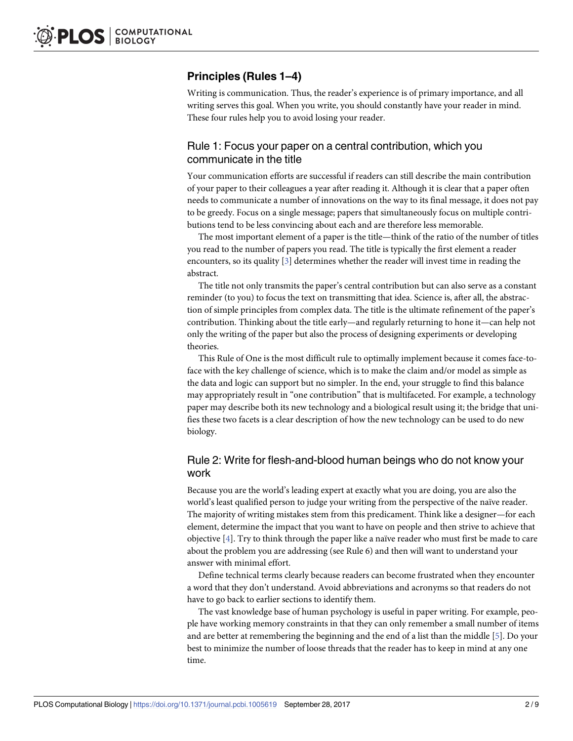## Principles (Rules 1–4)

Writing is communication. Thus, the reader's experience is of primary importance, and all writing serves this goal. When you write, you should constantly have your reader in mind. These four rules help you to avoid losing your reader.

### Rule 1: Focus your paper on a central contribution, which you communicate in the title

Your communication efforts are successful if readers can still describe the main contribution of your paper to their colleagues a year after reading it. Although it is clear that a paper often needs to communicate a number of innovations on the way to its final message, it does not pay to be greedy. Focus on a single message; papers that simultaneously focus on multiple contributions tend to be less convincing about each and are therefore less memorable.

The most important element of a paper is the title—think of the ratio of the number of titles you read to the number of papers you read. The title is typically the first element a reader encounters, so its quality [3] determines whether the reader will invest time in reading the abstract.

The title not only transmits the paper's central contribution but can also serve as a constant reminder (to you) to focus the text on transmitting that idea. Science is, after all, the abstraction of simple principles from complex data. The title is the ultimate refinement of the paper's contribution. Thinking about the title early—and regularly returning to hone it—can help not only the writing of the paper but also the process of designing experiments or developing theories.

This Rule of One is the most difficult rule to optimally implement because it comes face-to-face with the key challenge of science, which is to make the claim and/or model as simple as the data and logic can support but no simpler. In the end, your struggle to find this balance may appropriately result in "one contribution" that is multifaceted. For example, a technology paper may describe both its new technology and a biological result using it; the bridge that unifies these two facets is a clear description of how the new technology can be used to do new biology.

### Rule 2: Write for flesh-and-blood human beings who do not know your work

Because you are the world's leading expert at exactly what you are doing, you are also the world's least qualified person to judge your writing from the perspective of the naïve reader. The majority of writing mistakes stem from this predicament. Think like a designer—for each element, determine the impact that you want to have on people and then strive to achieve that objective [4]. Try to think through the paper like a naïve reader who must first be made to care about the problem you are addressing (see Rule 6) and then will want to understand your answer with minimal effort.

Define technical terms clearly because readers can become frustrated when they encounter a word that they don't understand. Avoid abbreviations and acronyms so that readers do not have to go back to earlier sections to identify them.

The vast knowledge base of human psychology is useful in paper writing. For example, people have working memory constraints in that they can only remember a small number of items and are better at remembering the beginning and the end of a list than the middle [5]. Do your best to minimize the number of loose threads that the reader has to keep in mind at any one time.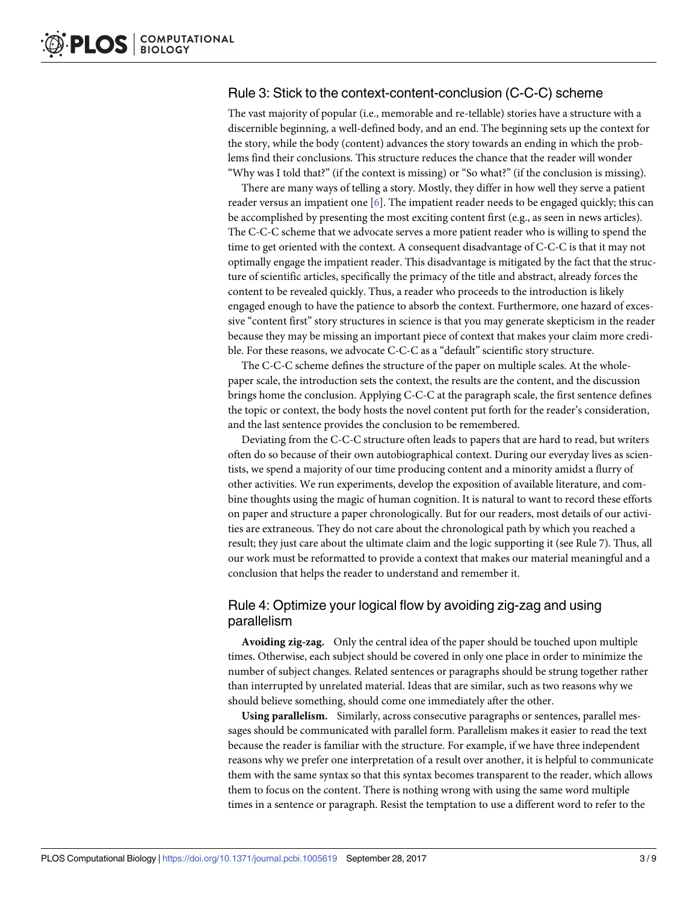## Rule 3: Stick to the context-content-conclusion (C-C-C) scheme

The vast majority of popular (i.e., memorable and re-tellable) stories have a structure with a discernible beginning, a well-defined body, and an end. The beginning sets up the context for the story, while the body (content) advances the story towards an ending in which the problems find their conclusions. This structure reduces the chance that the reader will wonder "Why was I told that?" (if the context is missing) or "So what?" (if the conclusion is missing).

There are many ways of telling a story. Mostly, they differ in how well they serve a patient reader versus an impatient one [6]. The impatient reader needs to be engaged quickly; this can be accomplished by presenting the most exciting content first (e.g., as seen in news articles). The C-C-C scheme that we advocate serves a more patient reader who is willing to spend the time to get oriented with the context. A consequent disadvantage of C-C-C is that it may not optimally engage the impatient reader. This disadvantage is mitigated by the fact that the structure of scientific articles, specifically the primacy of the title and abstract, already forces the content to be revealed quickly. Thus, a reader who proceeds to the introduction is likely engaged enough to have the patience to absorb the context. Furthermore, one hazard of excessive "content first" story structures in science is that you may generate skepticism in the reader because they may be missing an important piece of context that makes your claim more credible. For these reasons, we advocate C-C-C as a "default" scientific story structure.

The C-C-C scheme defines the structure of the paper on multiple scales. At the whole-paper scale, the introduction sets the context, the results are the content, and the discussion brings home the conclusion. Applying C-C-C at the paragraph scale, the first sentence defines the topic or context, the body hosts the novel content put forth for the reader's consideration, and the last sentence provides the conclusion to be remembered.

Deviating from the C-C-C structure often leads to papers that are hard to read, but writers often do so because of their own autobiographical context. During our everyday lives as scientists, we spend a majority of our time producing content and a minority amidst a flurry of other activities. We run experiments, develop the exposition of available literature, and combine thoughts using the magic of human cognition. It is natural to want to record these efforts on paper and structure a paper chronologically. But for our readers, most details of our activities are extraneous. They do not care about the chronological path by which you reached a result; they just care about the ultimate claim and the logic supporting it (see Rule 7). Thus, all our work must be reformatted to provide a context that makes our material meaningful and a conclusion that helps the reader to understand and remember it.

## Rule 4: Optimize your logical flow by avoiding zig-zag and using parallelism

**Avoiding zig-zag.** Only the central idea of the paper should be touched upon multiple times. Otherwise, each subject should be covered in only one place in order to minimize the number of subject changes. Related sentences or paragraphs should be strung together rather than interrupted by unrelated material. Ideas that are similar, such as two reasons why we should believe something, should come one immediately after the other.

**Using parallelism.** Similarly, across consecutive paragraphs or sentences, parallel messages should be communicated with parallel form. Parallelism makes it easier to read the text because the reader is familiar with the structure. For example, if we have three independent reasons why we prefer one interpretation of a result over another, it is helpful to communicate them with the same syntax so that this syntax becomes transparent to the reader, which allows them to focus on the content. There is nothing wrong with using the same word multiple times in a sentence or paragraph. Resist the temptation to use a different word to refer to the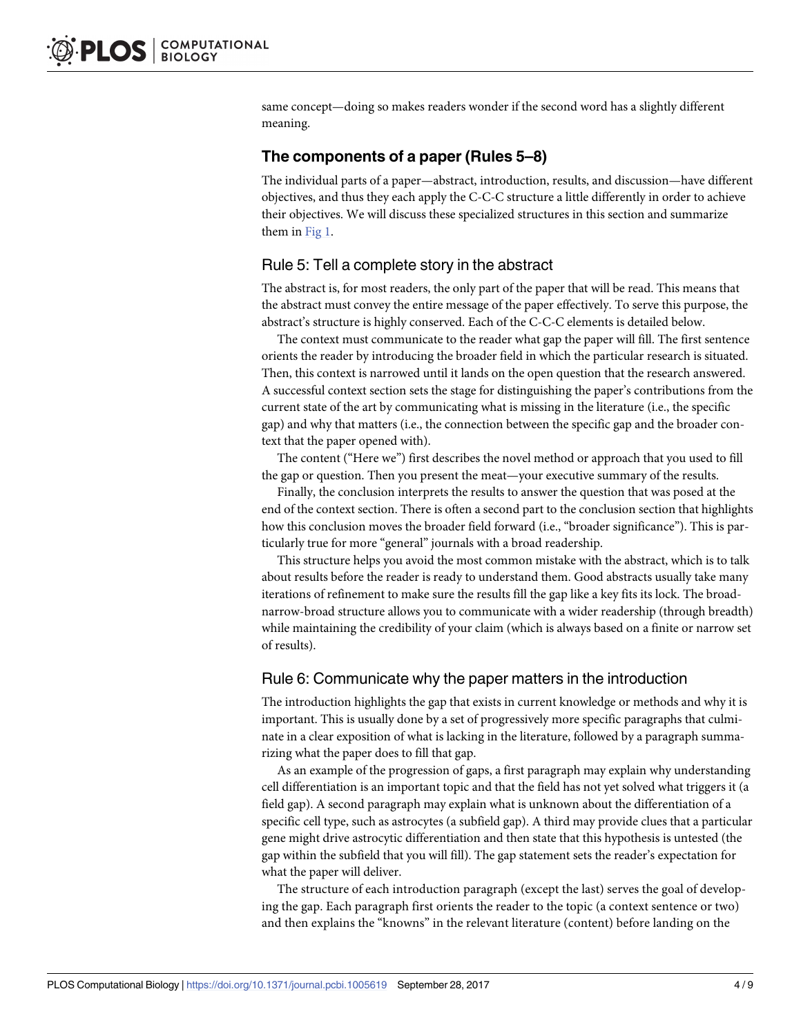same concept—doing so makes readers wonder if the second word has a slightly different meaning.

## The components of a paper (Rules 5–8)

The individual parts of a paper—abstract, introduction, results, and discussion—have different objectives, and thus they each apply the C-C-C structure a little differently in order to achieve their objectives. We will discuss these specialized structures in this section and summarize them in Fig 1.

### Rule 5: Tell a complete story in the abstract

The abstract is, for most readers, the only part of the paper that will be read. This means that the abstract must convey the entire message of the paper effectively. To serve this purpose, the abstract's structure is highly conserved. Each of the C-C-C elements is detailed below.

The context must communicate to the reader what gap the paper will fill. The first sentence orients the reader by introducing the broader field in which the particular research is situated. Then, this context is narrowed until it lands on the open question that the research answered. A successful context section sets the stage for distinguishing the paper's contributions from the current state of the art by communicating what is missing in the literature (i.e., the specific gap) and why that matters (i.e., the connection between the specific gap and the broader context that the paper opened with).

The content ("Here we") first describes the novel method or approach that you used to fill the gap or question. Then you present the meat—your executive summary of the results.

Finally, the conclusion interprets the results to answer the question that was posed at the end of the context section. There is often a second part to the conclusion section that highlights how this conclusion moves the broader field forward (i.e., "broader significance"). This is particularly true for more "general" journals with a broad readership.

This structure helps you avoid the most common mistake with the abstract, which is to talk about results before the reader is ready to understand them. Good abstracts usually take many iterations of refinement to make sure the results fill the gap like a key fits its lock. The broad-narrow-broad structure allows you to communicate with a wider readership (through breadth) while maintaining the credibility of your claim (which is always based on a finite or narrow set of results).

### Rule 6: Communicate why the paper matters in the introduction

The introduction highlights the gap that exists in current knowledge or methods and why it is important. This is usually done by a set of progressively more specific paragraphs that culminate in a clear exposition of what is lacking in the literature, followed by a paragraph summarizing what the paper does to fill that gap.

As an example of the progression of gaps, a first paragraph may explain why understanding cell differentiation is an important topic and that the field has not yet solved what triggers it (a field gap). A second paragraph may explain what is unknown about the differentiation of a specific cell type, such as astrocytes (a subfield gap). A third may provide clues that a particular gene might drive astrocytic differentiation and then state that this hypothesis is untested (the gap within the subfield that you will fill). The gap statement sets the reader's expectation for what the paper will deliver.

The structure of each introduction paragraph (except the last) serves the goal of developing the gap. Each paragraph first orients the reader to the topic (a context sentence or two) and then explains the "knowns" in the relevant literature (content) before landing on the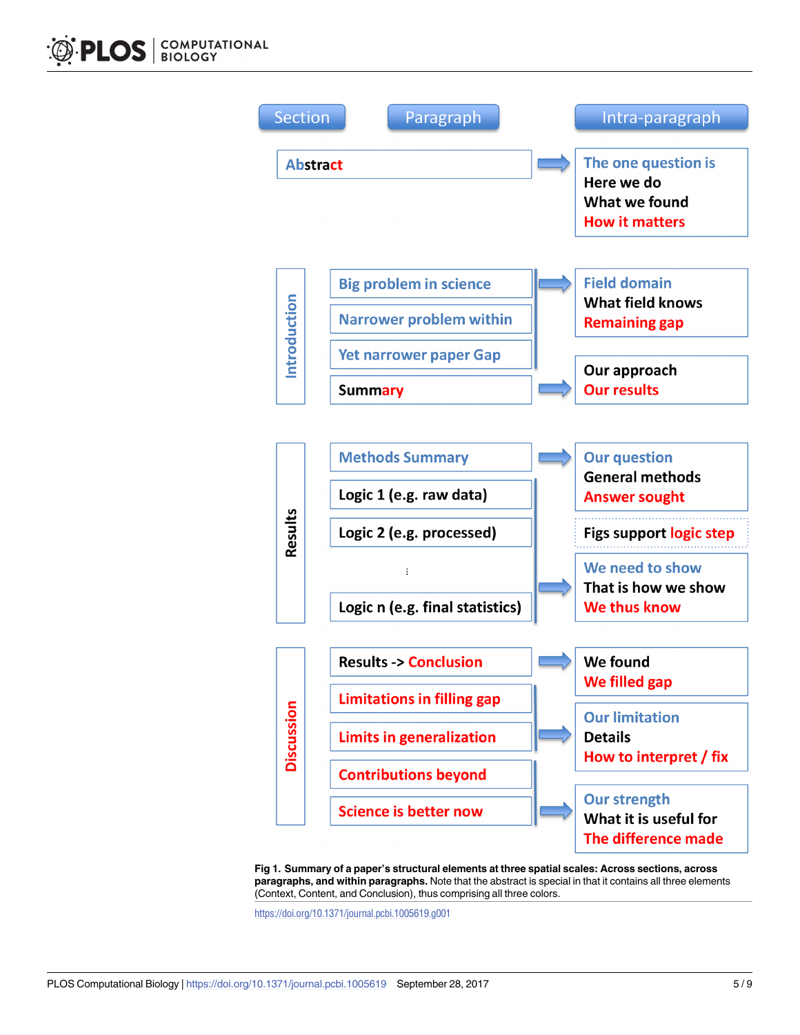| Section | Paragraph | Intra-paragraph |
|---|---|---|
| | Abstract | The one question is / Here we do / What we found / How it matters |
| Introduction | Big problem in science | Field domain / What field knows / Remaining gap |
| | Narrower problem within | |
| | Yet narrower paper Gap | |
| | Summary | Our approach / Our results |
| Results | Methods Summary | Our question / General methods / Answer sought |
| | Logic 1 (e.g. raw data) | Figs support logic step |
| | Logic 2 (e.g. processed) | |
| | ⋮ | We need to show / That is how we show / We thus know |
| | Logic n (e.g. final statistics) | |
| Discussion | Results -> Conclusion | We found / We filled gap |
| | Limitations in filling gap | Our limitation / Details / How to interpret / fix |
| | Limits in generalization | |
| | Contributions beyond | Our strength / What it is useful for / The difference made |
| | Science is better now | |

**Fig 1. Summary of a paper's structural elements at three spatial scales: Across sections, across paragraphs, and within paragraphs.** Note that the abstract is special in that it contains all three elements (Context, Content, and Conclusion), thus comprising all three colors.

https://doi.org/10.1371/journal.pcbi.1005619.g001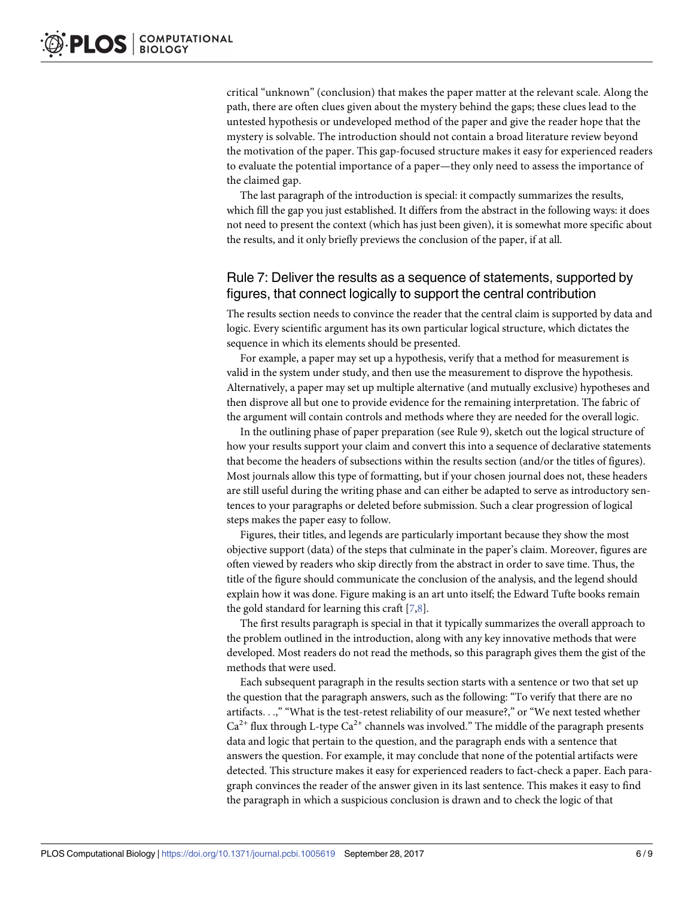critical "unknown" (conclusion) that makes the paper matter at the relevant scale. Along the path, there are often clues given about the mystery behind the gaps; these clues lead to the untested hypothesis or undeveloped method of the paper and give the reader hope that the mystery is solvable. The introduction should not contain a broad literature review beyond the motivation of the paper. This gap-focused structure makes it easy for experienced readers to evaluate the potential importance of a paper—they only need to assess the importance of the claimed gap.

The last paragraph of the introduction is special: it compactly summarizes the results, which fill the gap you just established. It differs from the abstract in the following ways: it does not need to present the context (which has just been given), it is somewhat more specific about the results, and it only briefly previews the conclusion of the paper, if at all.

## Rule 7: Deliver the results as a sequence of statements, supported by figures, that connect logically to support the central contribution

The results section needs to convince the reader that the central claim is supported by data and logic. Every scientific argument has its own particular logical structure, which dictates the sequence in which its elements should be presented.

For example, a paper may set up a hypothesis, verify that a method for measurement is valid in the system under study, and then use the measurement to disprove the hypothesis. Alternatively, a paper may set up multiple alternative (and mutually exclusive) hypotheses and then disprove all but one to provide evidence for the remaining interpretation. The fabric of the argument will contain controls and methods where they are needed for the overall logic.

In the outlining phase of paper preparation (see Rule 9), sketch out the logical structure of how your results support your claim and convert this into a sequence of declarative statements that become the headers of subsections within the results section (and/or the titles of figures). Most journals allow this type of formatting, but if your chosen journal does not, these headers are still useful during the writing phase and can either be adapted to serve as introductory sentences to your paragraphs or deleted before submission. Such a clear progression of logical steps makes the paper easy to follow.

Figures, their titles, and legends are particularly important because they show the most objective support (data) of the steps that culminate in the paper's claim. Moreover, figures are often viewed by readers who skip directly from the abstract in order to save time. Thus, the title of the figure should communicate the conclusion of the analysis, and the legend should explain how it was done. Figure making is an art unto itself; the Edward Tufte books remain the gold standard for learning this craft [7,8].

The first results paragraph is special in that it typically summarizes the overall approach to the problem outlined in the introduction, along with any key innovative methods that were developed. Most readers do not read the methods, so this paragraph gives them the gist of the methods that were used.

Each subsequent paragraph in the results section starts with a sentence or two that set up the question that the paragraph answers, such as the following: "To verify that there are no artifacts. . .," "What is the test-retest reliability of our measure?," or "We next tested whether $Ca^{2+}$ flux through L-type $Ca^{2+}$ channels was involved." The middle of the paragraph presents data and logic that pertain to the question, and the paragraph ends with a sentence that answers the question. For example, it may conclude that none of the potential artifacts were detected. This structure makes it easy for experienced readers to fact-check a paper. Each paragraph convinces the reader of the answer given in its last sentence. This makes it easy to find the paragraph in which a suspicious conclusion is drawn and to check the logic of that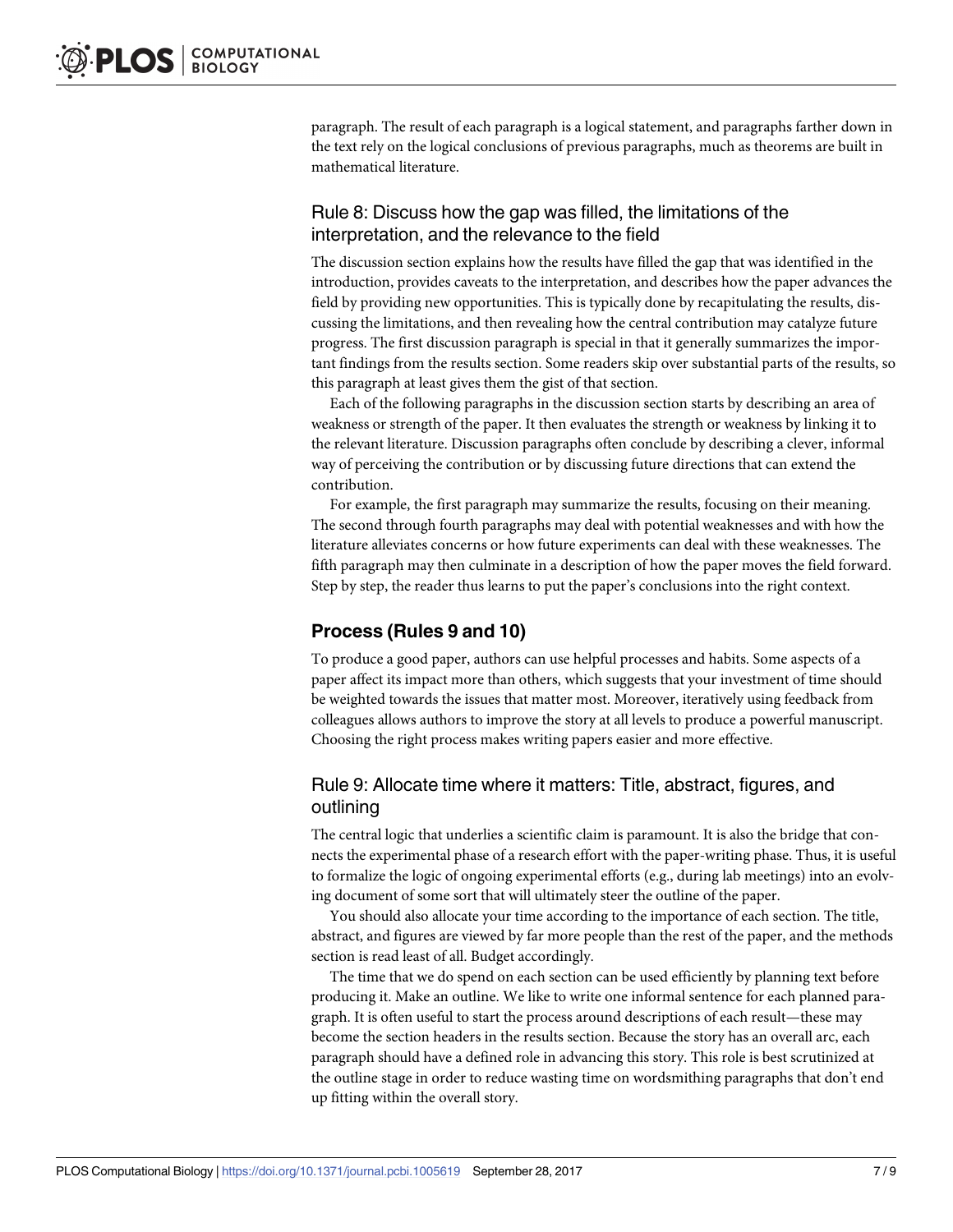paragraph. The result of each paragraph is a logical statement, and paragraphs farther down in the text rely on the logical conclusions of previous paragraphs, much as theorems are built in mathematical literature.

### Rule 8: Discuss how the gap was filled, the limitations of the interpretation, and the relevance to the field

The discussion section explains how the results have filled the gap that was identified in the introduction, provides caveats to the interpretation, and describes how the paper advances the field by providing new opportunities. This is typically done by recapitulating the results, discussing the limitations, and then revealing how the central contribution may catalyze future progress. The first discussion paragraph is special in that it generally summarizes the important findings from the results section. Some readers skip over substantial parts of the results, so this paragraph at least gives them the gist of that section.

Each of the following paragraphs in the discussion section starts by describing an area of weakness or strength of the paper. It then evaluates the strength or weakness by linking it to the relevant literature. Discussion paragraphs often conclude by describing a clever, informal way of perceiving the contribution or by discussing future directions that can extend the contribution.

For example, the first paragraph may summarize the results, focusing on their meaning. The second through fourth paragraphs may deal with potential weaknesses and with how the literature alleviates concerns or how future experiments can deal with these weaknesses. The fifth paragraph may then culminate in a description of how the paper moves the field forward. Step by step, the reader thus learns to put the paper's conclusions into the right context.

## Process (Rules 9 and 10)

To produce a good paper, authors can use helpful processes and habits. Some aspects of a paper affect its impact more than others, which suggests that your investment of time should be weighted towards the issues that matter most. Moreover, iteratively using feedback from colleagues allows authors to improve the story at all levels to produce a powerful manuscript. Choosing the right process makes writing papers easier and more effective.

### Rule 9: Allocate time where it matters: Title, abstract, figures, and outlining

The central logic that underlies a scientific claim is paramount. It is also the bridge that connects the experimental phase of a research effort with the paper-writing phase. Thus, it is useful to formalize the logic of ongoing experimental efforts (e.g., during lab meetings) into an evolving document of some sort that will ultimately steer the outline of the paper.

You should also allocate your time according to the importance of each section. The title, abstract, and figures are viewed by far more people than the rest of the paper, and the methods section is read least of all. Budget accordingly.

The time that we do spend on each section can be used efficiently by planning text before producing it. Make an outline. We like to write one informal sentence for each planned paragraph. It is often useful to start the process around descriptions of each result—these may become the section headers in the results section. Because the story has an overall arc, each paragraph should have a defined role in advancing this story. This role is best scrutinized at the outline stage in order to reduce wasting time on wordsmithing paragraphs that don't end up fitting within the overall story.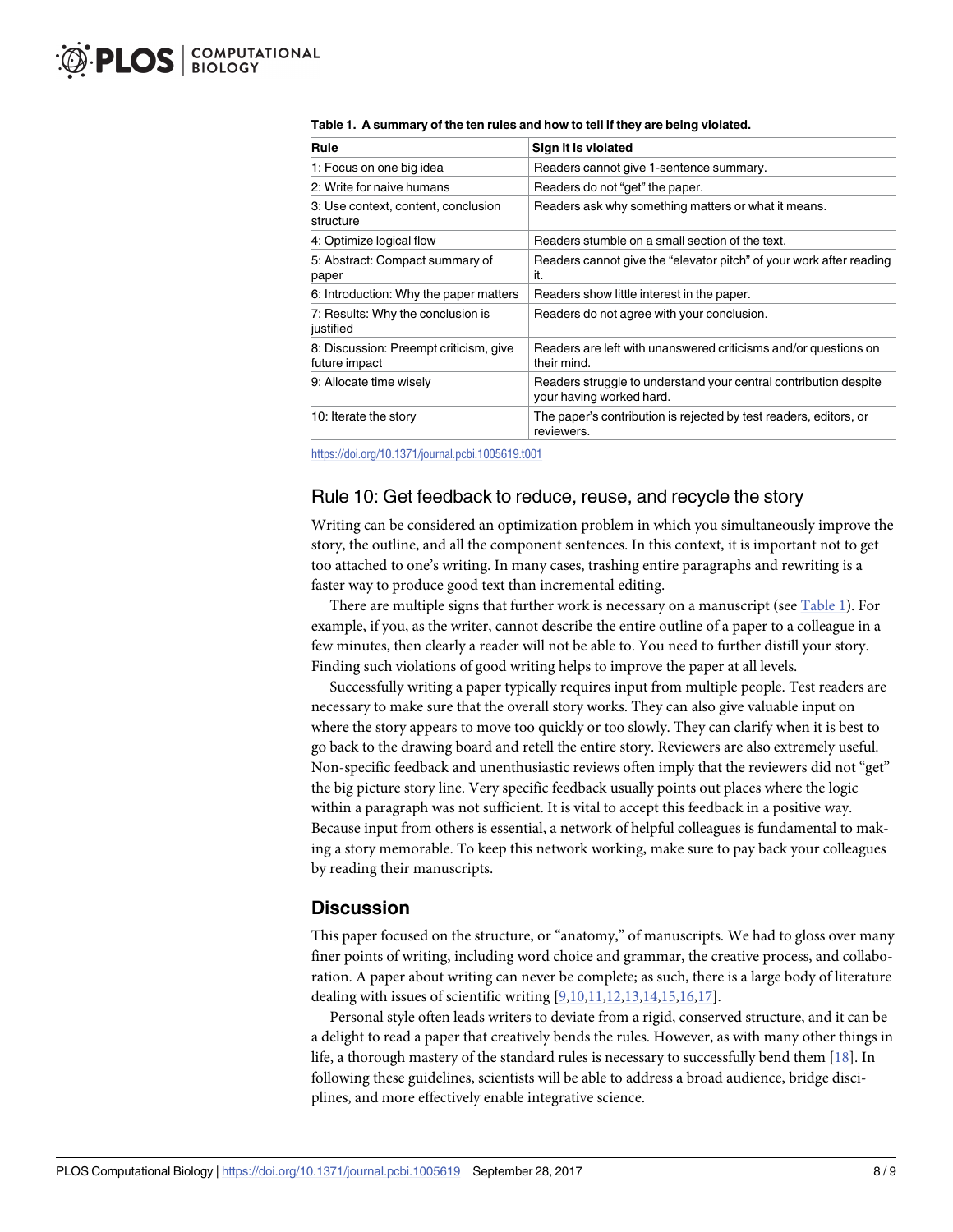**Table 1. A summary of the ten rules and how to tell if they are being violated.**

| Rule | Sign it is violated |
| --- | --- |
| 1: Focus on one big idea | Readers cannot give 1-sentence summary. |
| 2: Write for naive humans | Readers do not “get” the paper. |
| 3: Use context, content, conclusion structure | Readers ask why something matters or what it means. |
| 4: Optimize logical flow | Readers stumble on a small section of the text. |
| 5: Abstract: Compact summary of paper | Readers cannot give the “elevator pitch” of your work after reading it. |
| 6: Introduction: Why the paper matters | Readers show little interest in the paper. |
| 7: Results: Why the conclusion is justified | Readers do not agree with your conclusion. |
| 8: Discussion: Preempt criticism, give future impact | Readers are left with unanswered criticisms and/or questions on their mind. |
| 9: Allocate time wisely | Readers struggle to understand your central contribution despite your having worked hard. |
| 10: Iterate the story | The paper’s contribution is rejected by test readers, editors, or reviewers. |

https://doi.org/10.1371/journal.pcbi.1005619.t001

## Rule 10: Get feedback to reduce, reuse, and recycle the story

Writing can be considered an optimization problem in which you simultaneously improve the story, the outline, and all the component sentences. In this context, it is important not to get too attached to one’s writing. In many cases, trashing entire paragraphs and rewriting is a faster way to produce good text than incremental editing.

There are multiple signs that further work is necessary on a manuscript (see Table 1). For example, if you, as the writer, cannot describe the entire outline of a paper to a colleague in a few minutes, then clearly a reader will not be able to. You need to further distill your story. Finding such violations of good writing helps to improve the paper at all levels.

Successfully writing a paper typically requires input from multiple people. Test readers are necessary to make sure that the overall story works. They can also give valuable input on where the story appears to move too quickly or too slowly. They can clarify when it is best to go back to the drawing board and retell the entire story. Reviewers are also extremely useful. Non-specific feedback and unenthusiastic reviews often imply that the reviewers did not “get” the big picture story line. Very specific feedback usually points out places where the logic within a paragraph was not sufficient. It is vital to accept this feedback in a positive way. Because input from others is essential, a network of helpful colleagues is fundamental to making a story memorable. To keep this network working, make sure to pay back your colleagues by reading their manuscripts.

## Discussion

This paper focused on the structure, or “anatomy,” of manuscripts. We had to gloss over many finer points of writing, including word choice and grammar, the creative process, and collaboration. A paper about writing can never be complete; as such, there is a large body of literature dealing with issues of scientific writing [9,10,11,12,13,14,15,16,17].

Personal style often leads writers to deviate from a rigid, conserved structure, and it can be a delight to read a paper that creatively bends the rules. However, as with many other things in life, a thorough mastery of the standard rules is necessary to successfully bend them [18]. In following these guidelines, scientists will be able to address a broad audience, bridge disciplines, and more effectively enable integrative science.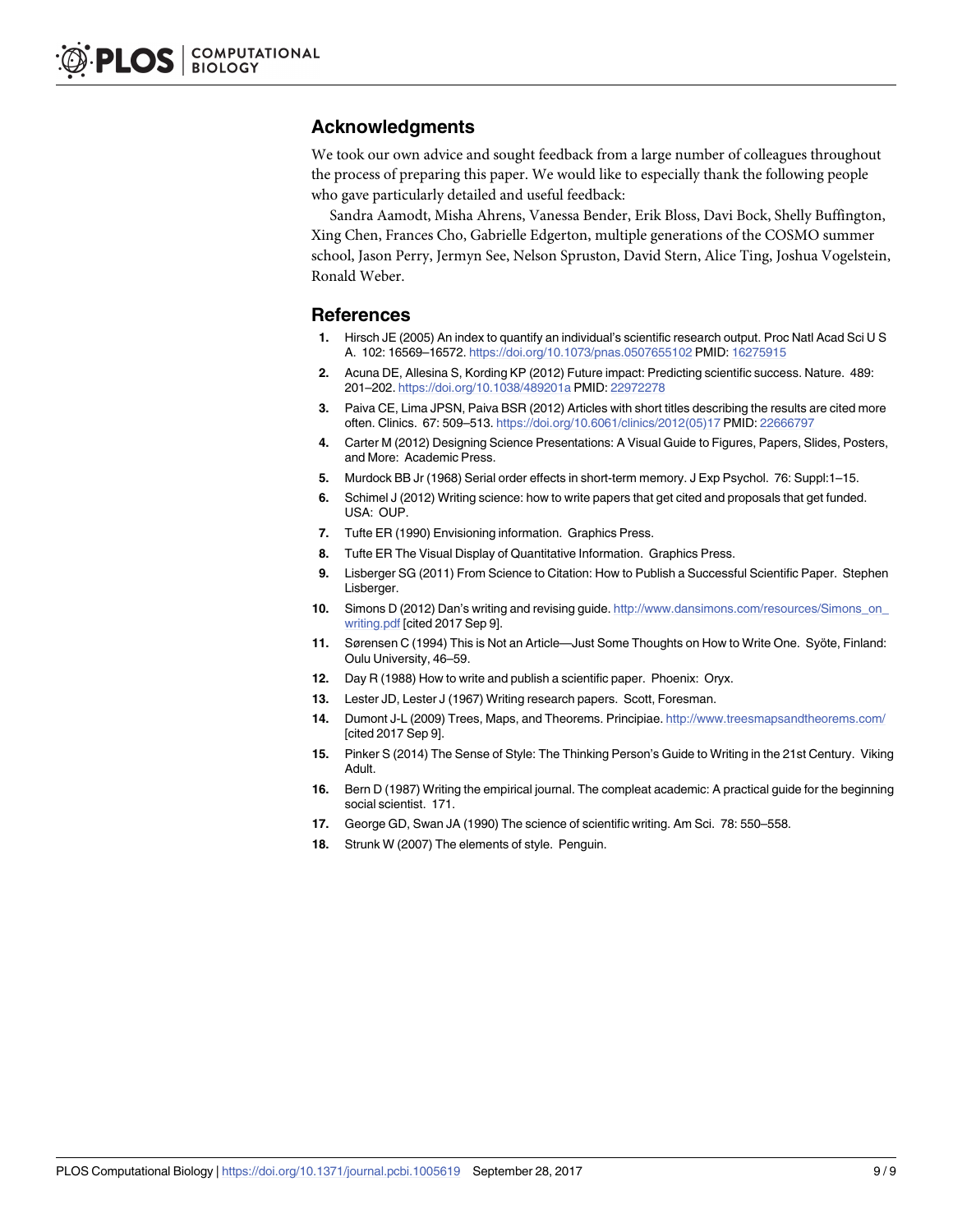## Acknowledgments

We took our own advice and sought feedback from a large number of colleagues throughout the process of preparing this paper. We would like to especially thank the following people who gave particularly detailed and useful feedback:

Sandra Aamodt, Misha Ahrens, Vanessa Bender, Erik Bloss, Davi Bock, Shelly Buffington, Xing Chen, Frances Cho, Gabrielle Edgerton, multiple generations of the COSMO summer school, Jason Perry, Jermyn See, Nelson Spruston, David Stern, Alice Ting, Joshua Vogelstein, Ronald Weber.

## References

1. Hirsch JE (2005) An index to quantify an individual's scientific research output. Proc Natl Acad Sci U S A. 102: 16569–16572. https://doi.org/10.1073/pnas.0507655102 PMID: 16275915
2. Acuna DE, Allesina S, Kording KP (2012) Future impact: Predicting scientific success. Nature. 489: 201–202. https://doi.org/10.1038/489201a PMID: 22972278
3. Paiva CE, Lima JPSN, Paiva BSR (2012) Articles with short titles describing the results are cited more often. Clinics. 67: 509–513. https://doi.org/10.6061/clinics/2012(05)17 PMID: 22666797
4. Carter M (2012) Designing Science Presentations: A Visual Guide to Figures, Papers, Slides, Posters, and More: Academic Press.
5. Murdock BB Jr (1968) Serial order effects in short-term memory. J Exp Psychol. 76: Suppl:1–15.
6. Schimel J (2012) Writing science: how to write papers that get cited and proposals that get funded. USA: OUP.
7. Tufte ER (1990) Envisioning information. Graphics Press.
8. Tufte ER The Visual Display of Quantitative Information. Graphics Press.
9. Lisberger SG (2011) From Science to Citation: How to Publish a Successful Scientific Paper. Stephen Lisberger.
10. Simons D (2012) Dan's writing and revising guide. http://www.dansimons.com/resources/Simons_on_writing.pdf [cited 2017 Sep 9].
11. Sørensen C (1994) This is Not an Article—Just Some Thoughts on How to Write One. Syöte, Finland: Oulu University, 46–59.
12. Day R (1988) How to write and publish a scientific paper. Phoenix: Oryx.
13. Lester JD, Lester J (1967) Writing research papers. Scott, Foresman.
14. Dumont J-L (2009) Trees, Maps, and Theorems. Principiae. http://www.treesmapsandtheorems.com/ [cited 2017 Sep 9].
15. Pinker S (2014) The Sense of Style: The Thinking Person's Guide to Writing in the 21st Century. Viking Adult.
16. Bern D (1987) Writing the empirical journal. The compleat academic: A practical guide for the beginning social scientist. 171.
17. George GD, Swan JA (1990) The science of scientific writing. Am Sci. 78: 550–558.
18. Strunk W (2007) The elements of style. Penguin.